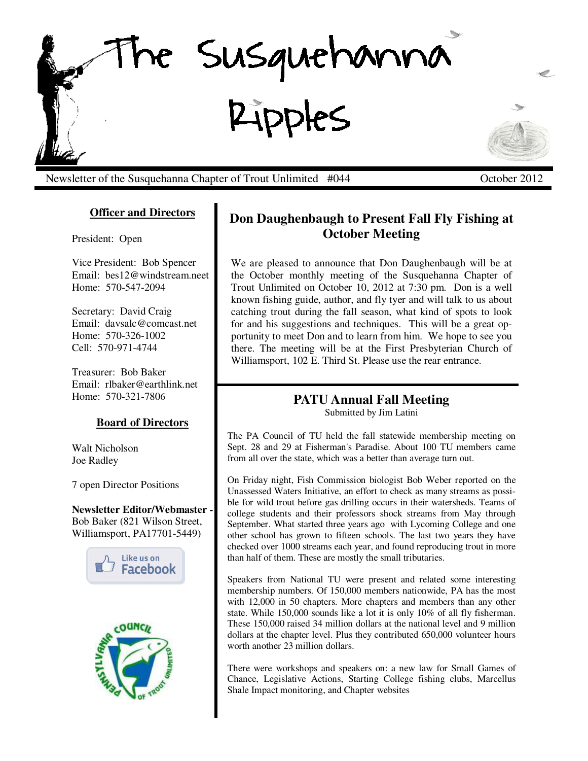// Newsletter title (masthead)
# The Susquehanna Ripples

Newsletter of the Susquehanna Chapter of Trout Unlimited #044 October 2012

## Officer and Directors

President: Open

Vice President: Bob Spencer
Email: bes12@windstream.neet
Home: 570-547-2094

Secretary: David Craig
Email: davsalc@comcast.net
Home: 570-326-1002
Cell: 570-971-4744

Treasurer: Bob Baker
Email: rlbaker@earthlink.net
Home: 570-321-7806

## Board of Directors

Walt Nicholson
Joe Radley

7 open Director Positions

**Newsletter Editor/Webmaster -** Bob Baker (821 Wilson Street, Williamsport, PA17701-5449)

Like us on Facebook

## Don Daughenbaugh to Present Fall Fly Fishing at October Meeting

We are pleased to announce that Don Daughenbaugh will be at the October monthly meeting of the Susquehanna Chapter of Trout Unlimited on October 10, 2012 at 7:30 pm. Don is a well known fishing guide, author, and fly tyer and will talk to us about catching trout during the fall season, what kind of spots to look for and his suggestions and techniques. This will be a great opportunity to meet Don and to learn from him. We hope to see you there. The meeting will be at the First Presbyterian Church of Williamsport, 102 E. Third St. Please use the rear entrance.

## PATU Annual Fall Meeting

Submitted by Jim Latini

The PA Council of TU held the fall statewide membership meeting on Sept. 28 and 29 at Fisherman's Paradise. About 100 TU members came from all over the state, which was a better than average turn out.

On Friday night, Fish Commission biologist Bob Weber reported on the Unassessed Waters Initiative, an effort to check as many streams as possible for wild trout before gas drilling occurs in their watersheds. Teams of college students and their professors shock streams from May through September. What started three years ago with Lycoming College and one other school has grown to fifteen schools. The last two years they have checked over 1000 streams each year, and found reproducing trout in more than half of them. These are mostly the small tributaries.

Speakers from National TU were present and related some interesting membership numbers. Of 150,000 members nationwide, PA has the most with 12,000 in 50 chapters. More chapters and members than any other state. While 150,000 sounds like a lot it is only 10% of all fly fisherman. These 150,000 raised 34 million dollars at the national level and 9 million dollars at the chapter level. Plus they contributed 650,000 volunteer hours worth another 23 million dollars.

There were workshops and speakers on: a new law for Small Games of Chance, Legislative Actions, Starting College fishing clubs, Marcellus Shale Impact monitoring, and Chapter websites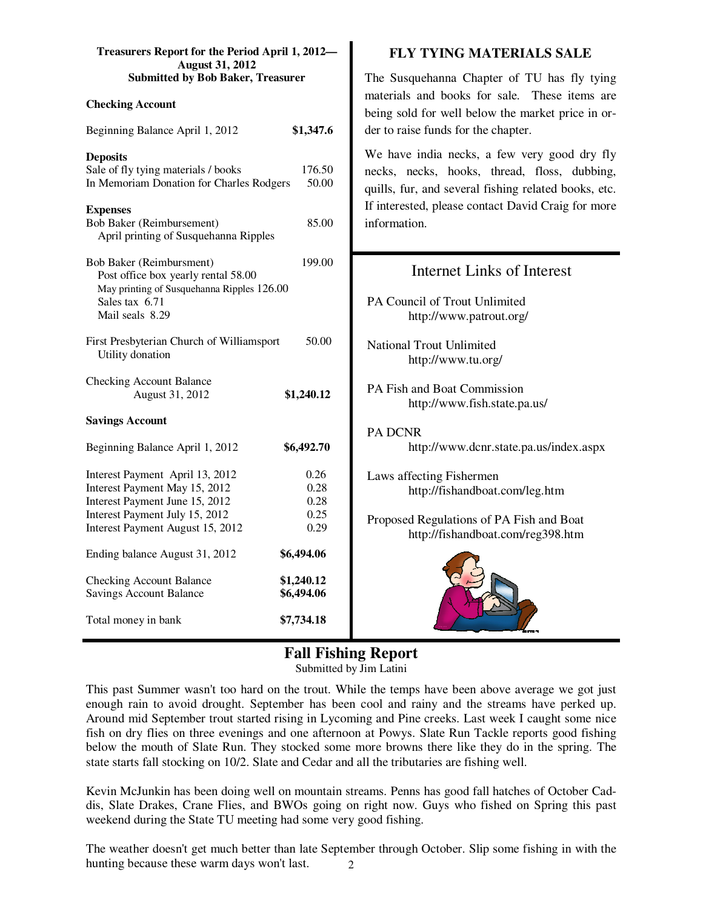**Treasurers Report for the Period April 1, 2012— August 31, 2012**
**Submitted by Bob Baker, Treasurer**

**Checking Account**

| | |
|---|---|
| Beginning Balance April 1, 2012 | **$1,347.6** |
| **Deposits** | |
| Sale of fly tying materials / books | 176.50 |
| In Memoriam Donation for Charles Rodgers | 50.00 |
| **Expenses** | |
| Bob Baker (Reimbursement) April printing of Susquehanna Ripples | 85.00 |
| Bob Baker (Reimbursment) Post office box yearly rental 58.00; May printing of Susquehanna Ripples 126.00; Sales tax 6.71; Mail seals 8.29 | 199.00 |
| First Presbyterian Church of Williamsport Utility donation | 50.00 |
| Checking Account Balance August 31, 2012 | **$1,240.12** |

**Savings Account**

| | |
|---|---|
| Beginning Balance April 1, 2012 | **$6,492.70** |
| Interest Payment April 13, 2012 | 0.26 |
| Interest Payment May 15, 2012 | 0.28 |
| Interest Payment June 15, 2012 | 0.28 |
| Interest Payment July 15, 2012 | 0.25 |
| Interest Payment August 15, 2012 | 0.29 |
| Ending balance August 31, 2012 | **$6,494.06** |

| | |
|---|---|
| Checking Account Balance | **$1,240.12** |
| Savings Account Balance | **$6,494.06** |
| Total money in bank | **$7,734.18** |

## FLY TYING MATERIALS SALE

The Susquehanna Chapter of TU has fly tying materials and books for sale. These items are being sold for well below the market price in order to raise funds for the chapter.

We have india necks, a few very good dry fly necks, necks, hooks, thread, floss, dubbing, quills, fur, and several fishing related books, etc. If interested, please contact David Craig for more information.

## Internet Links of Interest

PA Council of Trout Unlimited
http://www.patrout.org/

National Trout Unlimited
http://www.tu.org/

PA Fish and Boat Commission
http://www.fish.state.pa.us/

PA DCNR
http://www.dcnr.state.pa.us/index.aspx

Laws affecting Fishermen
http://fishandboat.com/leg.htm

Proposed Regulations of PA Fish and Boat
http://fishandboat.com/reg398.htm

## Fall Fishing Report

Submitted by Jim Latini

This past Summer wasn't too hard on the trout. While the temps have been above average we got just enough rain to avoid drought. September has been cool and rainy and the streams have perked up. Around mid September trout started rising in Lycoming and Pine creeks. Last week I caught some nice fish on dry flies on three evenings and one afternoon at Powys. Slate Run Tackle reports good fishing below the mouth of Slate Run. They stocked some more browns there like they do in the spring. The state starts fall stocking on 10/2. Slate and Cedar and all the tributaries are fishing well.

Kevin McJunkin has been doing well on mountain streams. Penns has good fall hatches of October Caddis, Slate Drakes, Crane Flies, and BWOs going on right now. Guys who fished on Spring this past weekend during the State TU meeting had some very good fishing.

The weather doesn't get much better than late September through October. Slip some fishing in with the hunting because these warm days won't last.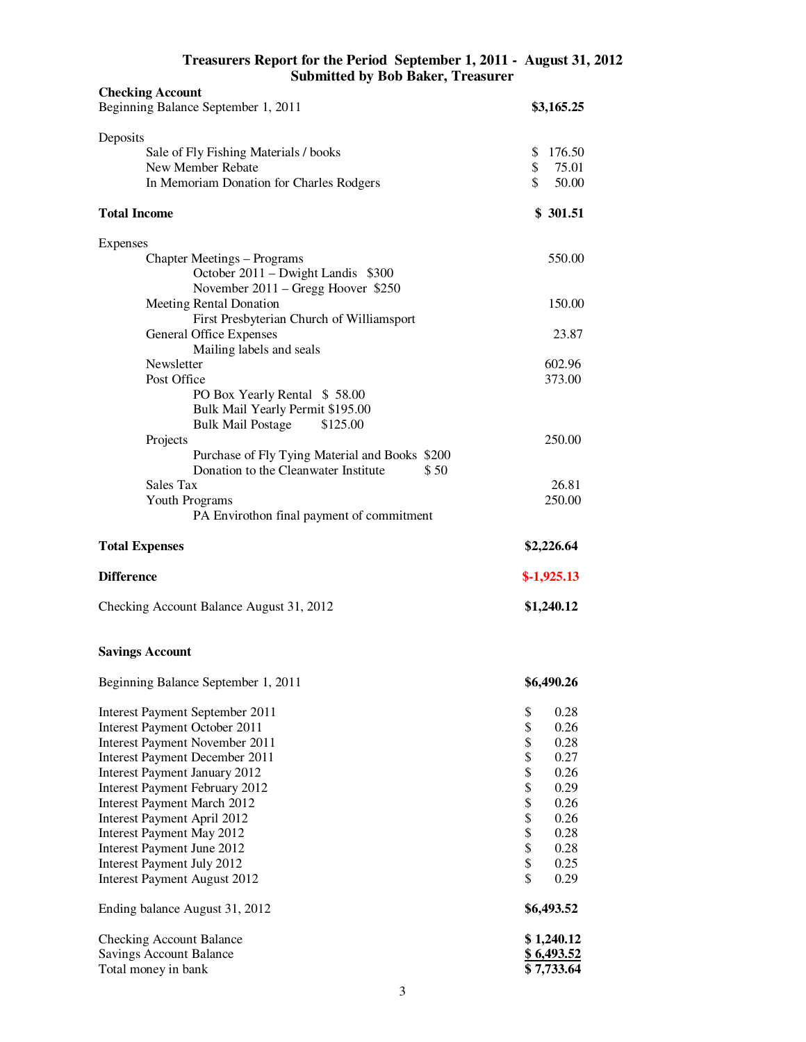## Treasurers Report for the Period September 1, 2011 - August 31, 2012
### Submitted by Bob Baker, Treasurer

**Checking Account**

| | |
|---|---|
| Beginning Balance September 1, 2011 | **$3,165.25** |
| | |
| Deposits | |
| Sale of Fly Fishing Materials / books | $ 176.50 |
| New Member Rebate | $ 75.01 |
| In Memoriam Donation for Charles Rodgers | $ 50.00 |
| | |
| **Total Income** | **$ 301.51** |
| | |
| Expenses | |
| Chapter Meetings – Programs | 550.00 |
| October 2011 – Dwight Landis $300 | |
| November 2011 – Gregg Hoover $250 | |
| Meeting Rental Donation | 150.00 |
| First Presbyterian Church of Williamsport | |
| General Office Expenses | 23.87 |
| Mailing labels and seals | |
| Newsletter | 602.96 |
| Post Office | 373.00 |
| PO Box Yearly Rental $ 58.00 | |
| Bulk Mail Yearly Permit $195.00 | |
| Bulk Mail Postage $125.00 | |
| Projects | 250.00 |
| Purchase of Fly Tying Material and Books $200 | |
| Donation to the Cleanwater Institute $ 50 | |
| Sales Tax | 26.81 |
| Youth Programs | 250.00 |
| PA Envirothon final payment of commitment | |
| | |
| **Total Expenses** | **$2,226.64** |
| | |
| **Difference** | **$-1,925.13** |
| | |
| Checking Account Balance August 31, 2012 | **$1,240.12** |

**Savings Account**

| | |
|---|---|
| Beginning Balance September 1, 2011 | **$6,490.26** |
| | |
| Interest Payment September 2011 | $ 0.28 |
| Interest Payment October 2011 | $ 0.26 |
| Interest Payment November 2011 | $ 0.28 |
| Interest Payment December 2011 | $ 0.27 |
| Interest Payment January 2012 | $ 0.26 |
| Interest Payment February 2012 | $ 0.29 |
| Interest Payment March 2012 | $ 0.26 |
| Interest Payment April 2012 | $ 0.26 |
| Interest Payment May 2012 | $ 0.28 |
| Interest Payment June 2012 | $ 0.28 |
| Interest Payment July 2012 | $ 0.25 |
| Interest Payment August 2012 | $ 0.29 |
| | |
| Ending balance August 31, 2012 | **$6,493.52** |
| | |
| Checking Account Balance | **$ 1,240.12** |
| Savings Account Balance | **$ 6,493.52** |
| Total money in bank | **$ 7,733.64** |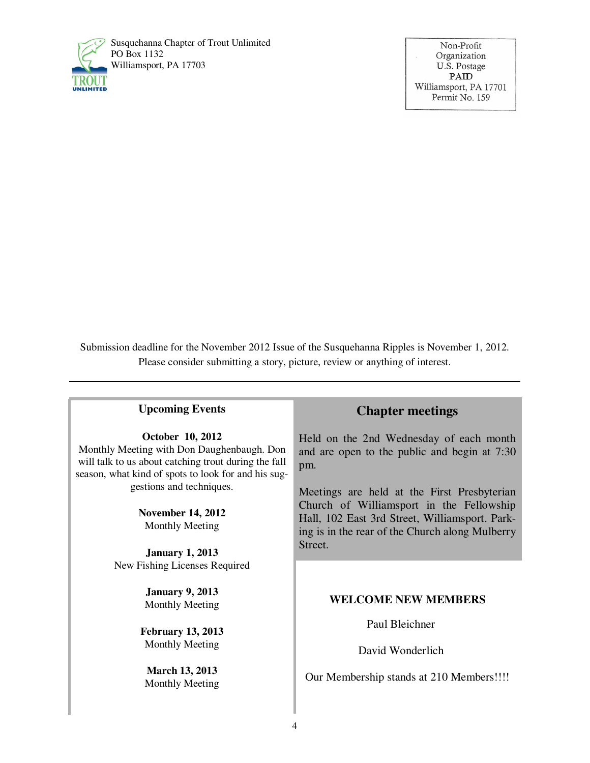Susquehanna Chapter of Trout Unlimited
PO Box 1132
Williamsport, PA 17703

Non-Profit
Organization
U.S. Postage
**PAID**
Williamsport, PA 17701
Permit No. 159

Submission deadline for the November 2012 Issue of the Susquehanna Ripples is November 1, 2012. Please consider submitting a story, picture, review or anything of interest.

---

## Upcoming Events

**October 10, 2012**
Monthly Meeting with Don Daughenbaugh. Don will talk to us about catching trout during the fall season, what kind of spots to look for and his suggestions and techniques.

**November 14, 2012**
Monthly Meeting

**January 1, 2013**
New Fishing Licenses Required

**January 9, 2013**
Monthly Meeting

**February 13, 2013**
Monthly Meeting

**March 13, 2013**
Monthly Meeting

## Chapter meetings

Held on the 2nd Wednesday of each month and are open to the public and begin at 7:30 pm.

Meetings are held at the First Presbyterian Church of Williamsport in the Fellowship Hall, 102 East 3rd Street, Williamsport. Parking is in the rear of the Church along Mulberry Street.

## WELCOME NEW MEMBERS

Paul Bleichner

David Wonderlich

Our Membership stands at 210 Members!!!!